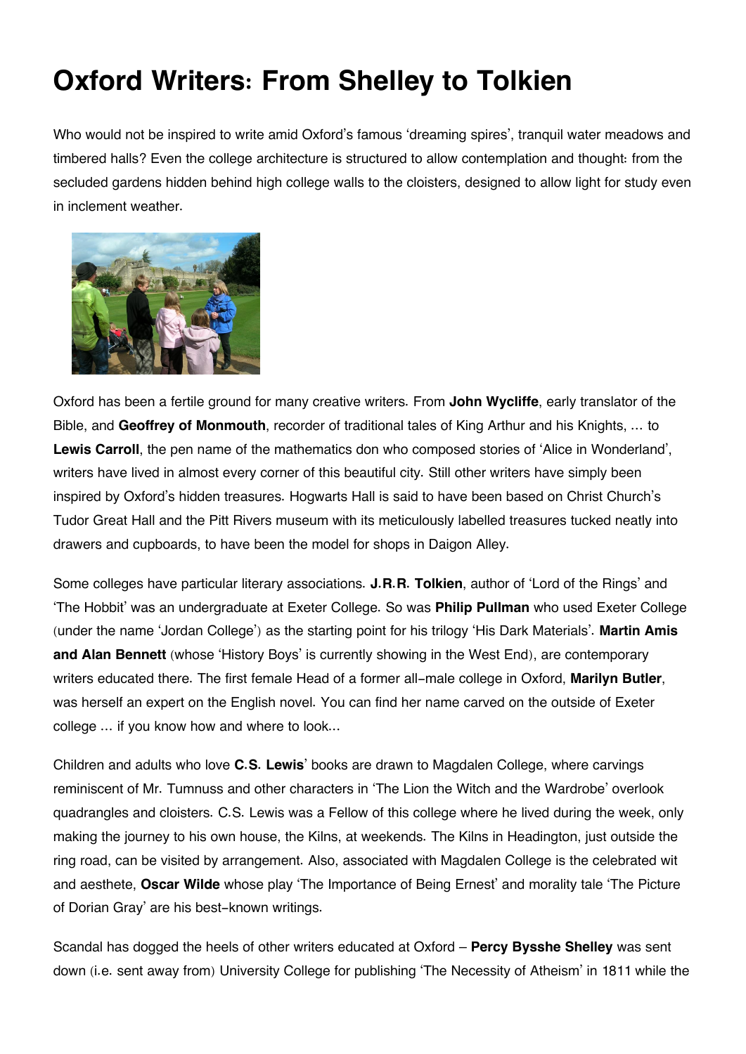# Oxford Writers: From Shelley to Tolkien

Who would not be inspired to write amid Oxford's famous 'dreaming spires', tranquil water meadows and timbered halls? Even the college architecture is structured to allow contemplation and thought: from the secluded gardens hidden behind high college walls to the cloisters, designed to allow light for study even in inclement weather.

Oxford has been a fertile ground for many creative writers. From **John Wycliffe**, early translator of the Bible, and **Geoffrey of Monmouth**, recorder of traditional tales of King Arthur and his Knights, ... to **Lewis Carroll**, the pen name of the mathematics don who composed stories of 'Alice in Wonderland', writers have lived in almost every corner of this beautiful city. Still other writers have simply been inspired by Oxford's hidden treasures. Hogwarts Hall is said to have been based on Christ Church's Tudor Great Hall and the Pitt Rivers museum with its meticulously labelled treasures tucked neatly into drawers and cupboards, to have been the model for shops in Daigon Alley.

Some colleges have particular literary associations. **J.R.R. Tolkien**, author of 'Lord of the Rings' and 'The Hobbit' was an undergraduate at Exeter College. So was **Philip Pullman** who used Exeter College (under the name 'Jordan College') as the starting point for his trilogy 'His Dark Materials'. **Martin Amis and Alan Bennett** (whose 'History Boys' is currently showing in the West End), are contemporary writers educated there. The first female Head of a former all-male college in Oxford, **Marilyn Butler**, was herself an expert on the English novel. You can find her name carved on the outside of Exeter college … if you know how and where to look...

Children and adults who love **C.S. Lewis**' books are drawn to Magdalen College, where carvings reminiscent of Mr. Tumnuss and other characters in 'The Lion the Witch and the Wardrobe' overlook quadrangles and cloisters. C.S. Lewis was a Fellow of this college where he lived during the week, only making the journey to his own house, the Kilns, at weekends. The Kilns in Headington, just outside the ring road, can be visited by arrangement. Also, associated with Magdalen College is the celebrated wit and aesthete, **Oscar Wilde** whose play 'The Importance of Being Ernest' and morality tale 'The Picture of Dorian Gray' are his best-known writings.

Scandal has dogged the heels of other writers educated at Oxford – **Percy Bysshe Shelley** was sent down (i.e. sent away from) University College for publishing 'The Necessity of Atheism' in 1811 while the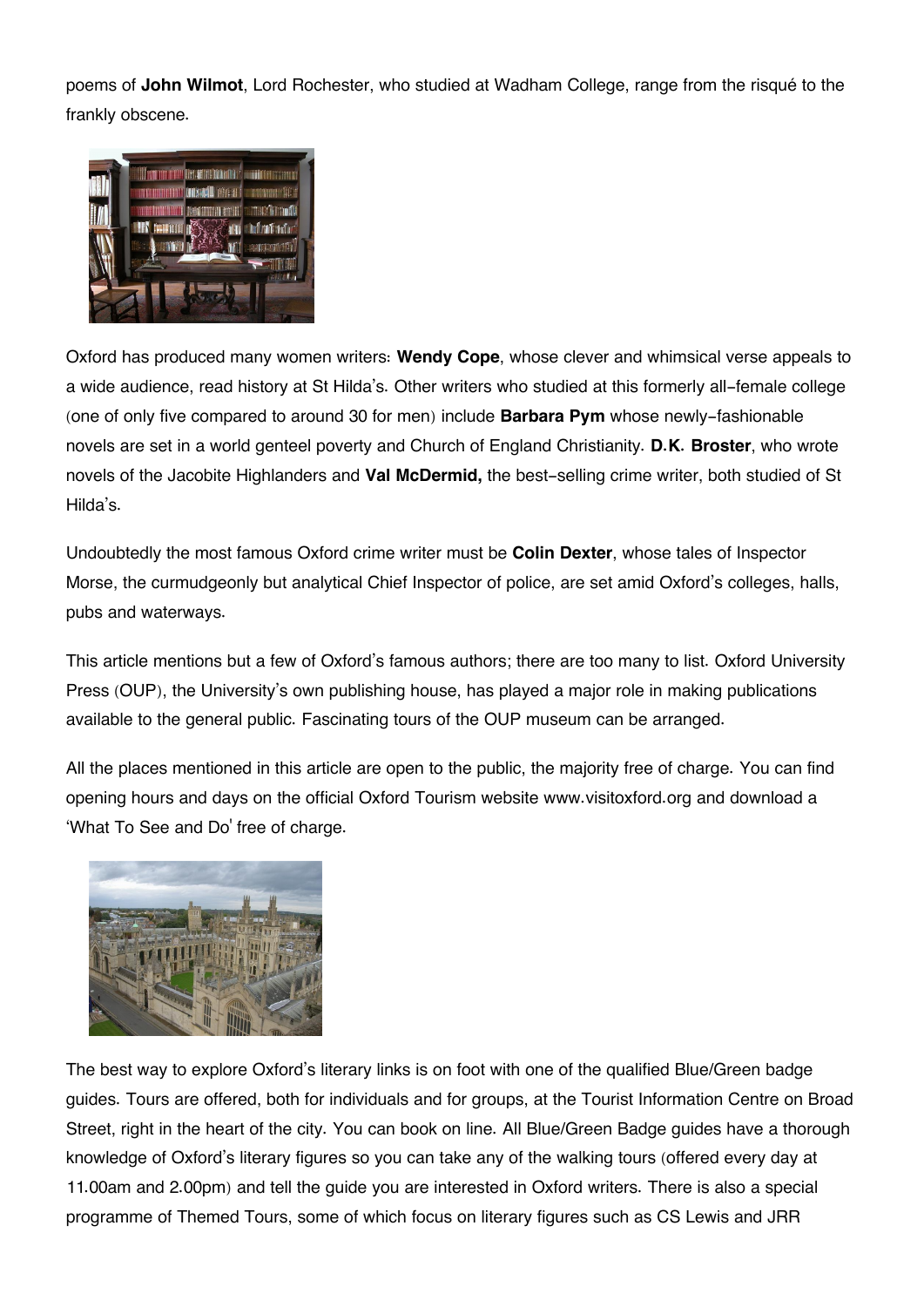poems of **John Wilmot**, Lord Rochester, who studied at Wadham College, range from the risqué to the frankly obscene.

Oxford has produced many women writers: **Wendy Cope**, whose clever and whimsical verse appeals to a wide audience, read history at St Hilda's. Other writers who studied at this formerly all-female college (one of only five compared to around 30 for men) include **Barbara Pym** whose newly-fashionable novels are set in a world genteel poverty and Church of England Christianity. **D.K. Broster**, who wrote novels of the Jacobite Highlanders and **Val McDermid,** the best-selling crime writer, both studied of St Hilda's.

Undoubtedly the most famous Oxford crime writer must be **Colin Dexter**, whose tales of Inspector Morse, the curmudgeonly but analytical Chief Inspector of police, are set amid Oxford's colleges, halls, pubs and waterways.

This article mentions but a few of Oxford's famous authors; there are too many to list. Oxford University Press (OUP), the University's own publishing house, has played a major role in making publications available to the general public. Fascinating tours of the OUP museum can be arranged.

All the places mentioned in this article are open to the public, the majority free of charge. You can find opening hours and days on the official Oxford Tourism website www.visitoxford.org and download a 'What To See and Do' free of charge.

The best way to explore Oxford's literary links is on foot with one of the qualified Blue/Green badge guides. Tours are offered, both for individuals and for groups, at the Tourist Information Centre on Broad Street, right in the heart of the city. You can book on line. All Blue/Green Badge guides have a thorough knowledge of Oxford's literary figures so you can take any of the walking tours (offered every day at 11.00am and 2.00pm) and tell the guide you are interested in Oxford writers. There is also a special programme of Themed Tours, some of which focus on literary figures such as CS Lewis and JRR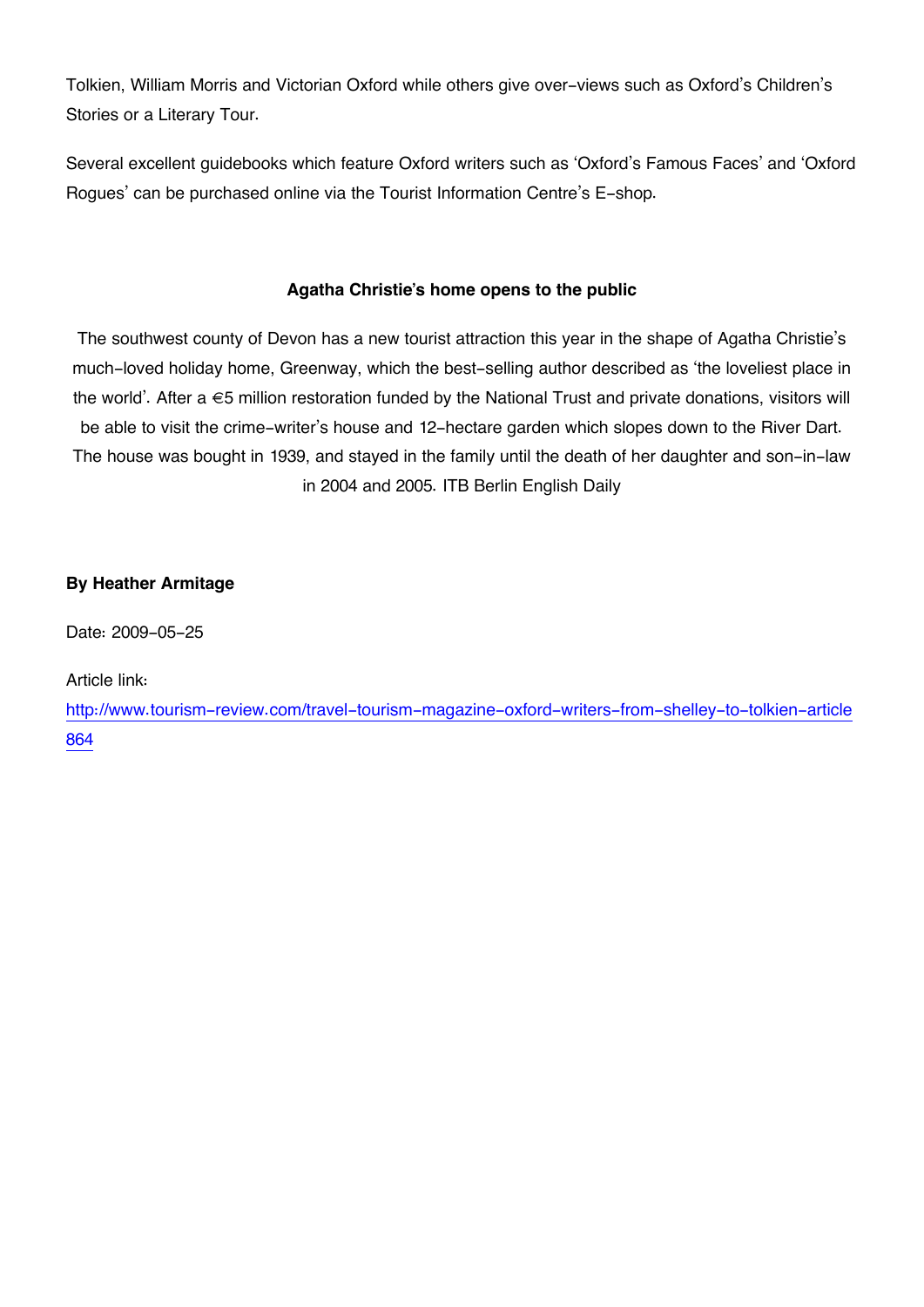Tolkien, William Morris and Victorian Oxford while others give over-views such as Oxford's Children's Stories or a Literary Tour.

Several excellent guidebooks which feature Oxford writers such as 'Oxford's Famous Faces' and 'Oxford Rogues' can be purchased online via the Tourist Information Centre's E-shop.

**Agatha Christie's home opens to the public**

The southwest county of Devon has a new tourist attraction this year in the shape of Agatha Christie's much-loved holiday home, Greenway, which the best-selling author described as 'the loveliest place in the world'. After a €5 million restoration funded by the National Trust and private donations, visitors will be able to visit the crime-writer's house and 12-hectare garden which slopes down to the River Dart. The house was bought in 1939, and stayed in the family until the death of her daughter and son-in-law in 2004 and 2005. ITB Berlin English Daily

**By Heather Armitage**

Date: 2009-05-25

Article link:
http://www.tourism-review.com/travel-tourism-magazine-oxford-writers-from-shelley-to-tolkien-article864